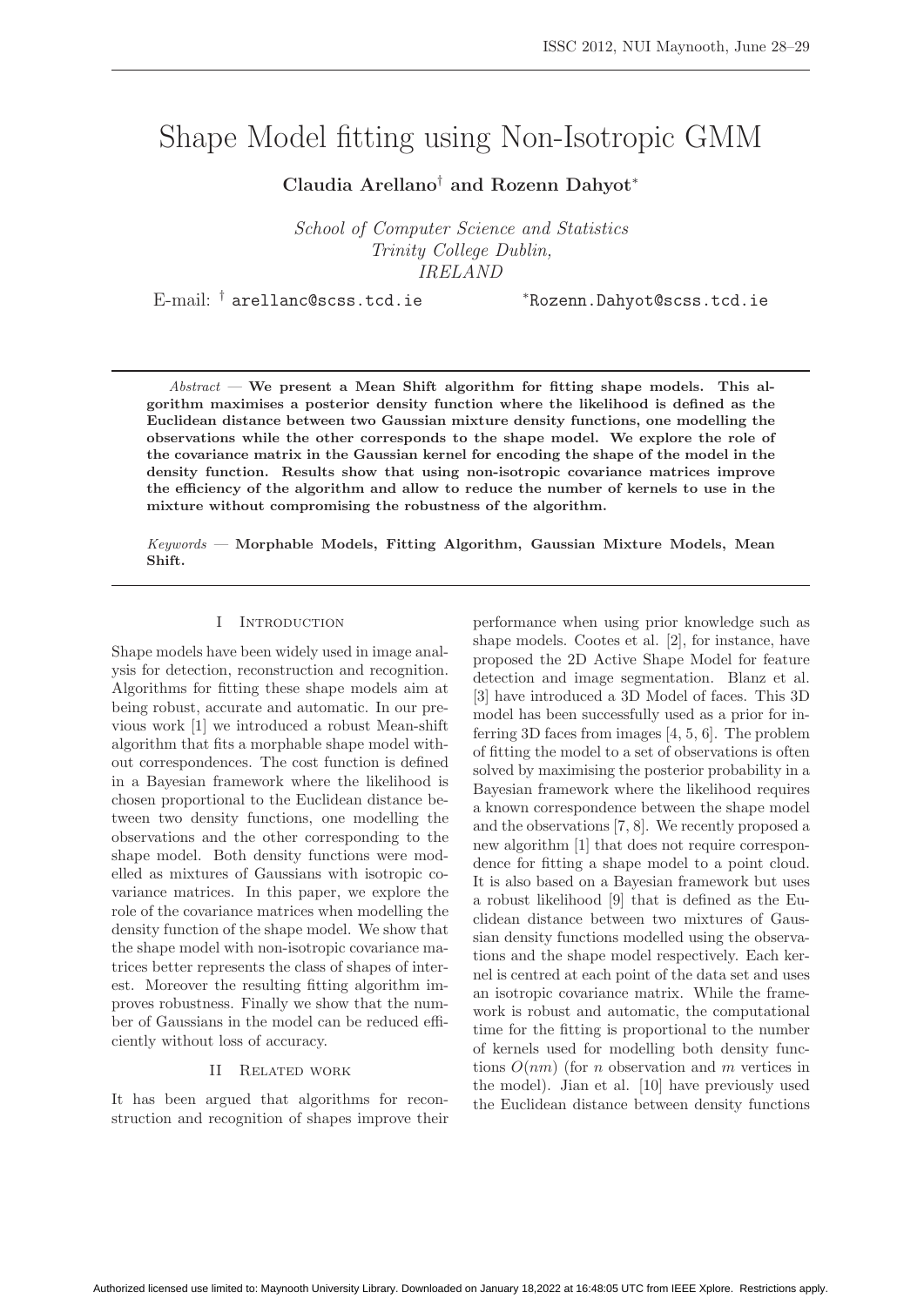# Shape Model fitting using Non-Isotropic GMM

**Claudia Arellano[†] and Rozenn Dahyot[*]**

*School of Computer Science and Statistics*
*Trinity College Dublin,*
*IRELAND*

E-mail: [†] arellanc@scss.tcd.ie [*]Rozenn.Dahyot@scss.tcd.ie

*Abstract* — **We present a Mean Shift algorithm for fitting shape models. This algorithm maximises a posterior density function where the likelihood is defined as the Euclidean distance between two Gaussian mixture density functions, one modelling the observations while the other corresponds to the shape model. We explore the role of the covariance matrix in the Gaussian kernel for encoding the shape of the model in the density function. Results show that using non-isotropic covariance matrices improve the efficiency of the algorithm and allow to reduce the number of kernels to use in the mixture without compromising the robustness of the algorithm.**

*Keywords* — **Morphable Models, Fitting Algorithm, Gaussian Mixture Models, Mean Shift.**

## I Introduction

Shape models have been widely used in image analysis for detection, reconstruction and recognition. Algorithms for fitting these shape models aim at being robust, accurate and automatic. In our previous work [1] we introduced a robust Mean-shift algorithm that fits a morphable shape model without correspondences. The cost function is defined in a Bayesian framework where the likelihood is chosen proportional to the Euclidean distance between two density functions, one modelling the observations and the other corresponding to the shape model. Both density functions were modelled as mixtures of Gaussians with isotropic covariance matrices. In this paper, we explore the role of the covariance matrices when modelling the density function of the shape model. We show that the shape model with non-isotropic covariance matrices better represents the class of shapes of interest. Moreover the resulting fitting algorithm improves robustness. Finally we show that the number of Gaussians in the model can be reduced efficiently without loss of accuracy.

## II Related work

It has been argued that algorithms for reconstruction and recognition of shapes improve their performance when using prior knowledge such as shape models. Cootes et al. [2], for instance, have proposed the 2D Active Shape Model for feature detection and image segmentation. Blanz et al. [3] have introduced a 3D Model of faces. This 3D model has been successfully used as a prior for inferring 3D faces from images [4, 5, 6]. The problem of fitting the model to a set of observations is often solved by maximising the posterior probability in a Bayesian framework where the likelihood requires a known correspondence between the shape model and the observations [7, 8]. We recently proposed a new algorithm [1] that does not require correspondence for fitting a shape model to a point cloud. It is also based on a Bayesian framework but uses a robust likelihood [9] that is defined as the Euclidean distance between two mixtures of Gaussian density functions modelled using the observations and the shape model respectively. Each kernel is centred at each point of the data set and uses an isotropic covariance matrix. While the framework is robust and automatic, the computational time for the fitting is proportional to the number of kernels used for modelling both density functions $O(nm)$ (for $n$ observation and $m$ vertices in the model). Jian et al. [10] have previously used the Euclidean distance between density functions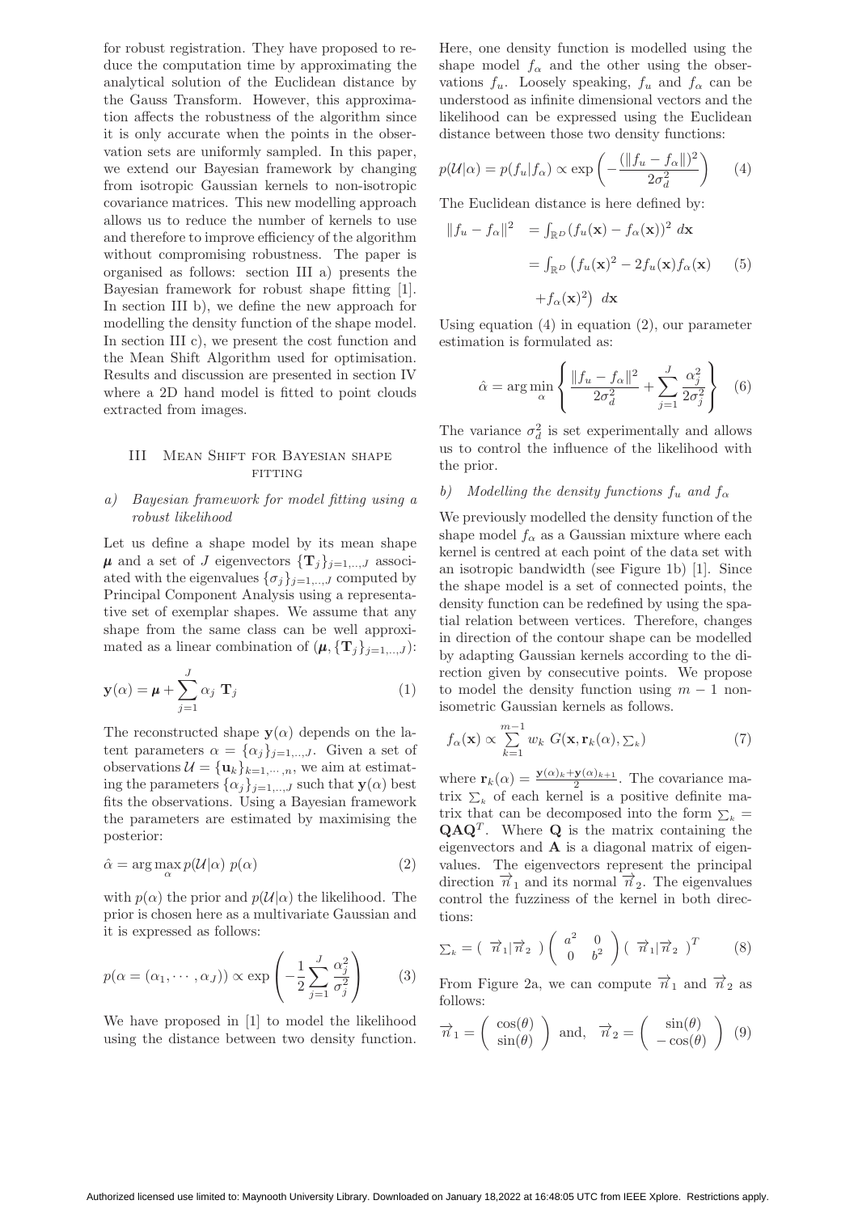for robust registration. They have proposed to reduce the computation time by approximating the analytical solution of the Euclidean distance by the Gauss Transform. However, this approximation affects the robustness of the algorithm since it is only accurate when the points in the observation sets are uniformly sampled. In this paper, we extend our Bayesian framework by changing from isotropic Gaussian kernels to non-isotropic covariance matrices. This new modelling approach allows us to reduce the number of kernels to use and therefore to improve efficiency of the algorithm without compromising robustness. The paper is organised as follows: section III a) presents the Bayesian framework for robust shape fitting [1]. In section III b), we define the new approach for modelling the density function of the shape model. In section III c), we present the cost function and the Mean Shift Algorithm used for optimisation. Results and discussion are presented in section IV where a 2D hand model is fitted to point clouds extracted from images.

## III Mean Shift for Bayesian shape fitting

### *a) Bayesian framework for model fitting using a robust likelihood*

Let us define a shape model by its mean shape $\boldsymbol{\mu}$ and a set of $J$ eigenvectors $\{\mathbf{T}_j\}_{j=1,..,J}$ associated with the eigenvalues $\{\sigma_j\}_{j=1,..,J}$ computed by Principal Component Analysis using a representative set of exemplar shapes. We assume that any shape from the same class can be well approximated as a linear combination of $(\boldsymbol{\mu}, \{\mathbf{T}_j\}_{j=1,..,J})$:

$$\mathbf{y}(\alpha) = \boldsymbol{\mu} + \sum_{j=1}^{J} \alpha_j \ \mathbf{T}_j \tag{1}$$

The reconstructed shape $\mathbf{y}(\alpha)$ depends on the latent parameters $\alpha = \{\alpha_j\}_{j=1,..,J}$. Given a set of observations $\mathcal{U} = \{\mathbf{u}_k\}_{k=1,\cdots,n}$, we aim at estimating the parameters $\{\alpha_j\}_{j=1,..,J}$ such that $\mathbf{y}(\alpha)$ best fits the observations. Using a Bayesian framework the parameters are estimated by maximising the posterior:

$$\hat{\alpha} = \arg\max_{\alpha} p(\mathcal{U}|\alpha) \ p(\alpha) \tag{2}$$

with $p(\alpha)$ the prior and $p(\mathcal{U}|\alpha)$ the likelihood. The prior is chosen here as a multivariate Gaussian and it is expressed as follows:

$$p(\alpha = (\alpha_1, \cdots, \alpha_J)) \propto \exp\left(-\frac{1}{2}\sum_{j=1}^{J}\frac{\alpha_j^2}{\sigma_j^2}\right) \tag{3}$$

We have proposed in [1] to model the likelihood using the distance between two density function. Here, one density function is modelled using the shape model $f_\alpha$ and the other using the observations $f_u$. Loosely speaking, $f_u$ and $f_\alpha$ can be understood as infinite dimensional vectors and the likelihood can be expressed using the Euclidean distance between those two density functions:

$$p(\mathcal{U}|\alpha) = p(f_u|f_\alpha) \propto \exp\left(-\frac{(\|f_u - f_\alpha\|)^2}{2\sigma_d^2}\right) \tag{4}$$

The Euclidean distance is here defined by:

$$\begin{aligned}\|f_u - f_\alpha\|^2 &= \int_{\mathbb{R}^D} (f_u(\mathbf{x}) - f_\alpha(\mathbf{x}))^2 \ d\mathbf{x} \\ &= \int_{\mathbb{R}^D} \big(f_u(\mathbf{x})^2 - 2 f_u(\mathbf{x}) f_\alpha(\mathbf{x}) \\ &\quad + f_\alpha(\mathbf{x})^2\big) \ d\mathbf{x}\end{aligned} \tag{5}$$

Using equation (4) in equation (2), our parameter estimation is formulated as:

$$\hat{\alpha} = \arg\min_{\alpha}\left\{\frac{\|f_u - f_\alpha\|^2}{2\sigma_d^2} + \sum_{j=1}^{J}\frac{\alpha_j^2}{2\sigma_j^2}\right\} \tag{6}$$

The variance $\sigma_d^2$ is set experimentally and allows us to control the influence of the likelihood with the prior.

### *b) Modelling the density functions $f_u$ and $f_\alpha$*

We previously modelled the density function of the shape model $f_\alpha$ as a Gaussian mixture where each kernel is centred at each point of the data set with an isotropic bandwidth (see Figure 1b) [1]. Since the shape model is a set of connected points, the density function can be redefined by using the spatial relation between vertices. Therefore, changes in direction of the contour shape can be modelled by adapting Gaussian kernels according to the direction given by consecutive points. We propose to model the density function using $m-1$ non-isometric Gaussian kernels as follows.

$$f_\alpha(\mathbf{x}) \propto \sum_{k=1}^{m-1} w_k \ G(\mathbf{x}, \mathbf{r}_k(\alpha), \textstyle\sum_k) \tag{7}$$

where $\mathbf{r}_k(\alpha) = \frac{\mathbf{y}(\alpha)_k + \mathbf{y}(\alpha)_{k+1}}{2}$. The covariance matrix $\sum_k$ of each kernel is a positive definite matrix that can be decomposed into the form $\sum_k = \mathbf{QAQ}^T$. Where $\mathbf{Q}$ is the matrix containing the eigenvectors and $\mathbf{A}$ is a diagonal matrix of eigenvalues. The eigenvectors represent the principal direction $\overrightarrow{n}_1$ and its normal $\overrightarrow{n}_2$. The eigenvalues control the fuzziness of the kernel in both directions:

$$\textstyle\sum_k = \left(\ \overrightarrow{n}_1|\overrightarrow{n}_2\ \right)\begin{pmatrix} a^2 & 0 \\ 0 & b^2 \end{pmatrix}\left(\ \overrightarrow{n}_1|\overrightarrow{n}_2\ \right)^T \tag{8}$$

From Figure 2a, we can compute $\overrightarrow{n}_1$ and $\overrightarrow{n}_2$ as follows:

$$\overrightarrow{n}_1 = \begin{pmatrix} \cos(\theta) \\ \sin(\theta) \end{pmatrix} \text{ and, } \ \overrightarrow{n}_2 = \begin{pmatrix} \sin(\theta) \\ -\cos(\theta) \end{pmatrix} \tag{9}$$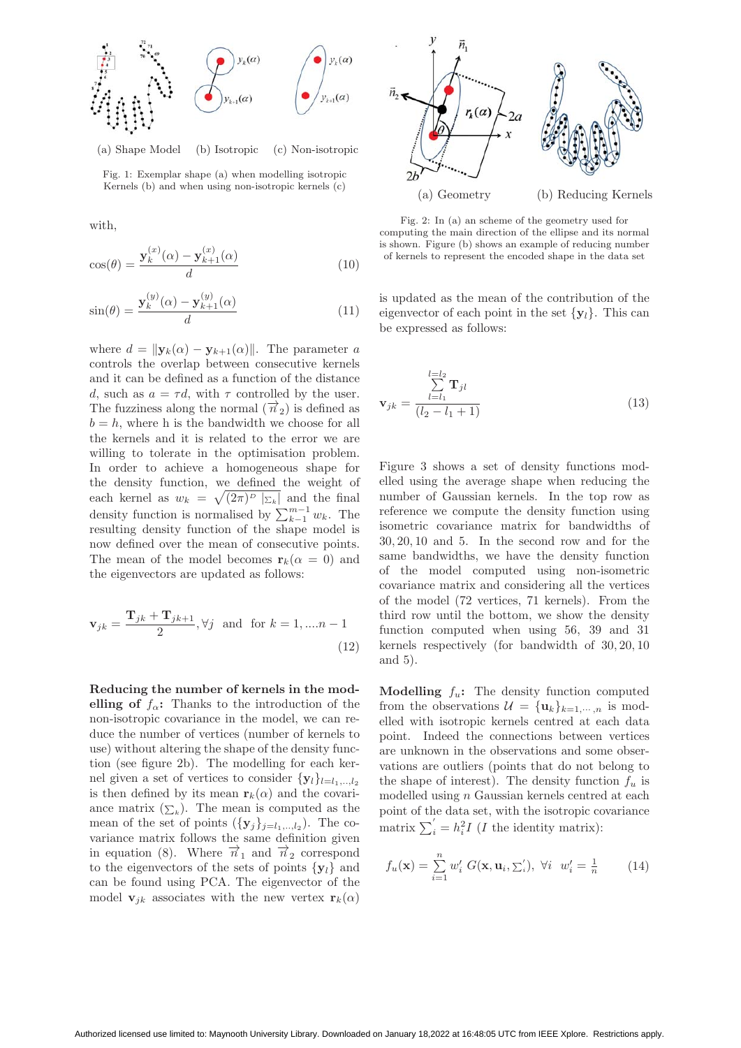(a) Shape Model (b) Isotropic (c) Non-isotropic

Fig. 1: Exemplar shape (a) when modelling isotropic Kernels (b) and when using non-isotropic kernels (c)

with,

$$\cos(\theta) = \frac{\mathbf{y}_k^{(x)}(\alpha) - \mathbf{y}_{k+1}^{(x)}(\alpha)}{d} \tag{10}$$

$$\sin(\theta) = \frac{\mathbf{y}_k^{(y)}(\alpha) - \mathbf{y}_{k+1}^{(y)}(\alpha)}{d} \tag{11}$$

where $d = \|\mathbf{y}_k(\alpha) - \mathbf{y}_{k+1}(\alpha)\|$. The parameter $a$ controls the overlap between consecutive kernels and it can be defined as a function of the distance $d$, such as $a = \tau d$, with $\tau$ controlled by the user. The fuzziness along the normal ($\overrightarrow{n}_2$) is defined as $b = h$, where h is the bandwidth we choose for all the kernels and it is related to the error we are willing to tolerate in the optimisation problem. In order to achieve a homogeneous shape for the density function, we defined the weight of each kernel as $w_k = \sqrt{(2\pi)^D \, |\Sigma_k|}$ and the final density function is normalised by $\sum_{k-1}^{m-1} w_k$. The resulting density function of the shape model is now defined over the mean of consecutive points. The mean of the model becomes $\mathbf{r}_k(\alpha = 0)$ and the eigenvectors are updated as follows:

$$\mathbf{v}_{jk} = \frac{\mathbf{T}_{jk} + \mathbf{T}_{jk+1}}{2}, \forall j \text{ and for } k = 1, ....n-1 \tag{12}$$

**Reducing the number of kernels in the modelling of $f_\alpha$:** Thanks to the introduction of the non-isotropic covariance in the model, we can reduce the number of vertices (number of kernels to use) without altering the shape of the density function (see figure 2b). The modelling for each kernel given a set of vertices to consider $\{\mathbf{y}_l\}_{l=l_1,\ldots,l_2}$ is then defined by its mean $\mathbf{r}_k(\alpha)$ and the covariance matrix ($\sum_k$). The mean is computed as the mean of the set of points ($\{\mathbf{y}_j\}_{j=l_1,\ldots,l_2}$). The covariance matrix follows the same definition given in equation (8). Where $\overrightarrow{n}_1$ and $\overrightarrow{n}_2$ correspond to the eigenvectors of the sets of points $\{\mathbf{y}_l\}$ and can be found using PCA. The eigenvector of the model $\mathbf{v}_{jk}$ associates with the new vertex $\mathbf{r}_k(\alpha)$ is updated as the mean of the contribution of the eigenvector of each point in the set $\{\mathbf{y}_l\}$. This can be expressed as follows:

$$\mathbf{v}_{jk} = \frac{\sum_{l=l_1}^{l=l_2} \mathbf{T}_{jl}}{(l_2 - l_1 + 1)} \tag{13}$$

(a) Geometry (b) Reducing Kernels

Fig. 2: In (a) an scheme of the geometry used for computing the main direction of the ellipse and its normal is shown. Figure (b) shows an example of reducing number of kernels to represent the encoded shape in the data set

Figure 3 shows a set of density functions modelled using the average shape when reducing the number of Gaussian kernels. In the top row as reference we compute the density function using isometric covariance matrix for bandwidths of $30, 20, 10$ and $5$. In the second row and for the same bandwidths, we have the density function of the model computed using non-isometric covariance matrix and considering all the vertices of the model (72 vertices, 71 kernels). From the third row until the bottom, we show the density function computed when using 56, 39 and 31 kernels respectively (for bandwidth of $30, 20, 10$ and $5$).

**Modelling $f_u$:** The density function computed from the observations $\mathcal{U} = \{\mathbf{u}_k\}_{k=1,\cdots,n}$ is modelled with isotropic kernels centred at each data point. Indeed the connections between vertices are unknown in the observations and some observations are outliers (points that do not belong to the shape of interest). The density function $f_u$ is modelled using $n$ Gaussian kernels centred at each point of the data set, with the isotropic covariance matrix $\sum_i^{'} = h_i^2 I$ ($I$ the identity matrix):

$$f_u(\mathbf{x}) = \sum_{i=1}^{n} w_i' \, G(\mathbf{x}, \mathbf{u}_i, \Sigma_i^{'}), \; \forall i \;\; w_i' = \tfrac{1}{n} \tag{14}$$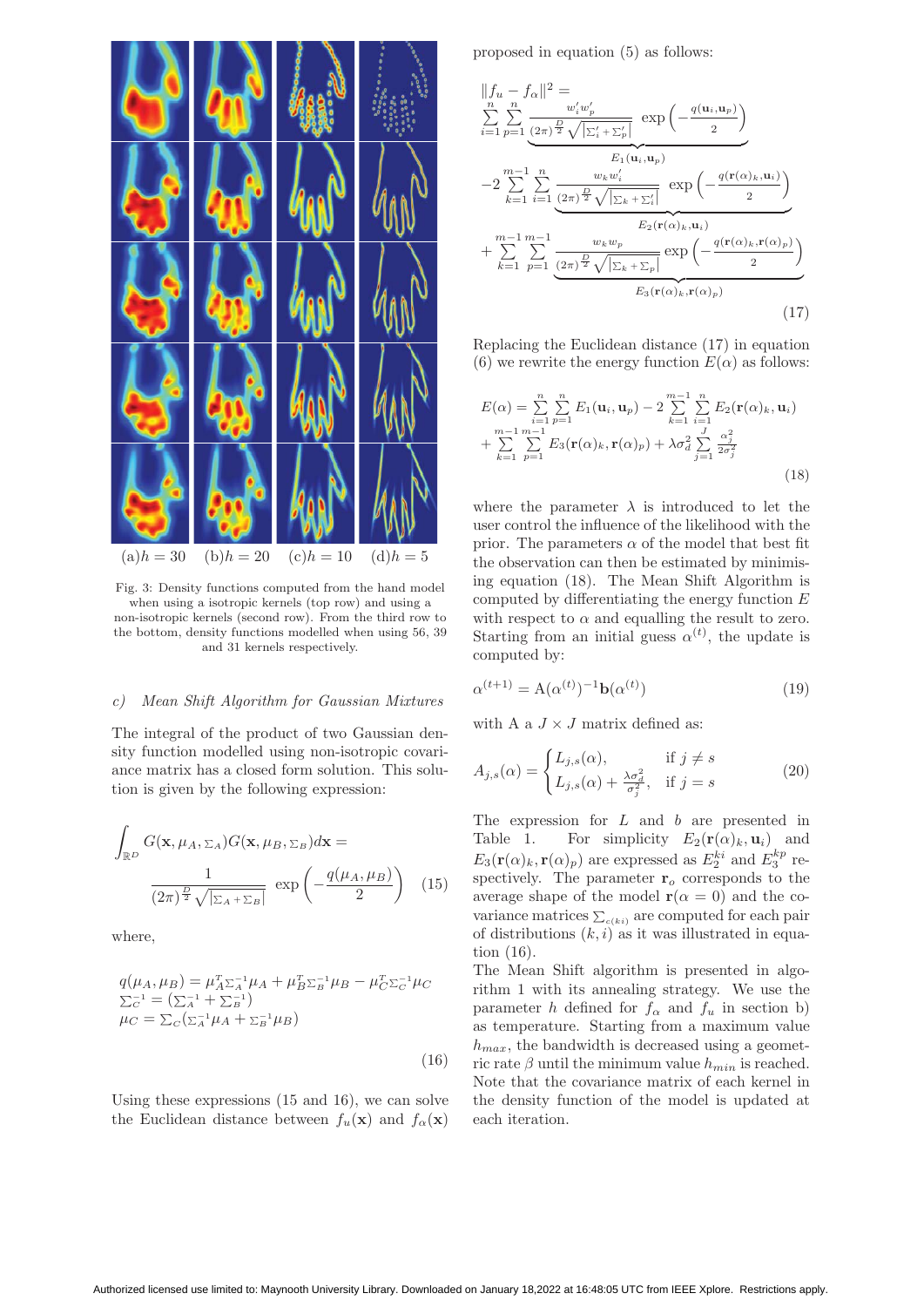(a)$h = 30$ (b)$h = 20$ (c)$h = 10$ (d)$h = 5$

Fig. 3: Density functions computed from the hand model when using a isotropic kernels (top row) and using a non-isotropic kernels (second row). From the third row to the bottom, density functions modelled when using 56, 39 and 31 kernels respectively.

### c) Mean Shift Algorithm for Gaussian Mixtures

The integral of the product of two Gaussian density function modelled using non-isotropic covariance matrix has a closed form solution. This solution is given by the following expression:

$$\int_{\mathbb{R}^D} G(\mathbf{x}, \mu_A, \Sigma_A) G(\mathbf{x}, \mu_B, \Sigma_B) d\mathbf{x} = \frac{1}{(2\pi)^{\frac{D}{2}} \sqrt{|\Sigma_A + \Sigma_B|}} \exp\left(-\frac{q(\mu_A, \mu_B)}{2}\right) \quad (15)$$

where,

$$\begin{array}{l} q(\mu_A, \mu_B) = \mu_A^T \Sigma_A^{-1} \mu_A + \mu_B^T \Sigma_B^{-1} \mu_B - \mu_C^T \Sigma_C^{-1} \mu_C \\ \Sigma_C^{-1} = (\Sigma_A^{-1} + \Sigma_B^{-1}) \\ \mu_C = \Sigma_C (\Sigma_A^{-1} \mu_A + \Sigma_B^{-1} \mu_B) \end{array} \quad (16)$$

Using these expressions (15 and 16), we can solve the Euclidean distance between $f_u(\mathbf{x})$ and $f_\alpha(\mathbf{x})$ proposed in equation (5) as follows:

$$\begin{aligned} \|f_u - f_\alpha\|^2 = & \sum_{i=1}^{n} \sum_{p=1}^{n} \underbrace{\frac{w'_i w'_p}{(2\pi)^{\frac{D}{2}} \sqrt{|\Sigma'_i + \Sigma'_p|}} \exp\left(-\frac{q(\mathbf{u}_i, \mathbf{u}_p)}{2}\right)}_{E_1(\mathbf{u}_i, \mathbf{u}_p)} \\ & -2 \sum_{k=1}^{m-1} \sum_{i=1}^{n} \underbrace{\frac{w_k w'_i}{(2\pi)^{\frac{D}{2}} \sqrt{|\Sigma_k + \Sigma'_i|}} \exp\left(-\frac{q(\mathbf{r}(\alpha)_k, \mathbf{u}_i)}{2}\right)}_{E_2(\mathbf{r}(\alpha)_k, \mathbf{u}_i)} \\ & + \sum_{k=1}^{m-1} \sum_{p=1}^{m-1} \underbrace{\frac{w_k w_p}{(2\pi)^{\frac{D}{2}} \sqrt{|\Sigma_k + \Sigma_p|}} \exp\left(-\frac{q(\mathbf{r}(\alpha)_k, \mathbf{r}(\alpha)_p)}{2}\right)}_{E_3(\mathbf{r}(\alpha)_k, \mathbf{r}(\alpha)_p)} \end{aligned} \quad (17)$$

Replacing the Euclidean distance (17) in equation (6) we rewrite the energy function $E(\alpha)$ as follows:

$$\begin{aligned} E(\alpha) = & \sum_{i=1}^{n} \sum_{p=1}^{n} E_1(\mathbf{u}_i, \mathbf{u}_p) - 2 \sum_{k=1}^{m-1} \sum_{i=1}^{n} E_2(\mathbf{r}(\alpha)_k, \mathbf{u}_i) \\ & + \sum_{k=1}^{m-1} \sum_{p=1}^{m-1} E_3(\mathbf{r}(\alpha)_k, \mathbf{r}(\alpha)_p) + \lambda \sigma_d^2 \sum_{j=1}^{J} \frac{\alpha_j^2}{2\sigma_j^2} \end{aligned} \quad (18)$$

where the parameter $\lambda$ is introduced to let the user control the influence of the likelihood with the prior. The parameters $\alpha$ of the model that best fit the observation can then be estimated by minimising equation (18). The Mean Shift Algorithm is computed by differentiating the energy function $E$ with respect to $\alpha$ and equalling the result to zero. Starting from an initial guess $\alpha^{(t)}$, the update is computed by:

$$\alpha^{(t+1)} = \mathrm{A}(\alpha^{(t)})^{-1} \mathbf{b}(\alpha^{(t)}) \quad (19)$$

with A a $J \times J$ matrix defined as:

$$A_{j,s}(\alpha) = \begin{cases} L_{j,s}(\alpha), & \text{if } j \neq s \\ L_{j,s}(\alpha) + \frac{\lambda \sigma_d^2}{\sigma_j^2}, & \text{if } j = s \end{cases} \quad (20)$$

The expression for $L$ and $b$ are presented in Table 1. For simplicity $E_2(\mathbf{r}(\alpha)_k, \mathbf{u}_i)$ and $E_3(\mathbf{r}(\alpha)_k, \mathbf{r}(\alpha)_p)$ are expressed as $E_2^{ki}$ and $E_3^{kp}$ respectively. The parameter $\mathbf{r}_o$ corresponds to the average shape of the model $\mathbf{r}(\alpha = 0)$ and the covariance matrices $\Sigma_{c(ki)}$ are computed for each pair of distributions $(k, i)$ as it was illustrated in equation (16).

The Mean Shift algorithm is presented in algorithm 1 with its annealing strategy. We use the parameter $h$ defined for $f_\alpha$ and $f_u$ in section b) as temperature. Starting from a maximum value $h_{max}$, the bandwidth is decreased using a geometric rate $\beta$ until the minimum value $h_{min}$ is reached. Note that the covariance matrix of each kernel in the density function of the model is updated at each iteration.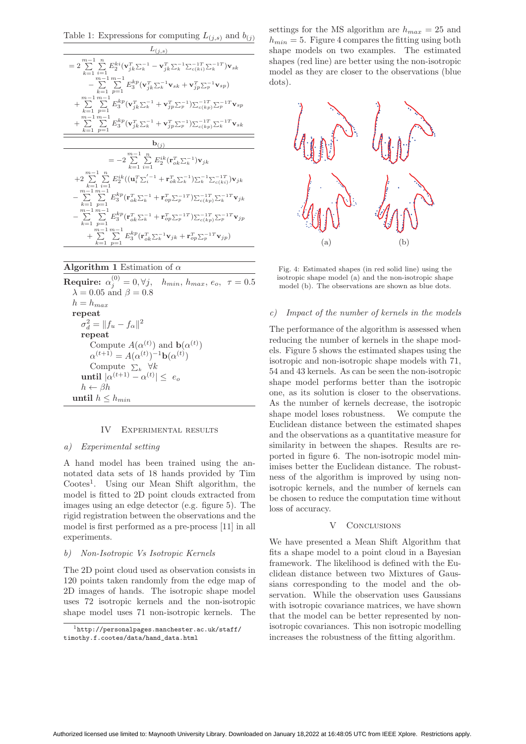Table 1: Expressions for computing $L_{(j,s)}$ and $b_{(j)}$

$$L_{(j,s)}$$

$$= 2\sum_{k=1}^{m-1}\sum_{i=1}^{n} E_2^{ki}(\mathbf{v}_{jk}^T\Sigma_k^{-1} - \mathbf{v}_{jk}^T\Sigma_k^{-1}\Sigma_{c(ki)}^{-1T}\Sigma_k^{-1T})\mathbf{v}_{sk}$$
$$- \sum_{k=1}^{m-1}\sum_{p=1}^{m-1} E_3^{kp}(\mathbf{v}_{jk}^T\Sigma_k^{-1}\mathbf{v}_{sk} + \mathbf{v}_{jp}^T\Sigma_p^{-1}\mathbf{v}_{sp})$$
$$+ \sum_{k=1}^{m-1}\sum_{p=1}^{m-1} E_3^{kp}(\mathbf{v}_{jk}^T\Sigma_k^{-1} + \mathbf{v}_{jp}^T\Sigma_p^{-1})\Sigma_{c(kp)}^{-1T}\Sigma_p^{-1T}\mathbf{v}_{sp}$$
$$+ \sum_{k=1}^{m-1}\sum_{p=1}^{m-1} E_3^{kp}(\mathbf{v}_{jk}^T\Sigma_k^{-1} + \mathbf{v}_{jp}^T\Sigma_p^{-1})\Sigma_{c(kp)}^{-1T}\Sigma_k^{-1T}\mathbf{v}_{sk}$$

$$\mathbf{b}_{(j)}$$

$$= -2\sum_{k=1}^{m-1}\sum_{i=1}^{n} E_2^{ik}(\mathbf{r}_{ok}^T\Sigma_k^{-1})\mathbf{v}_{jk}$$
$$+2\sum_{k=1}^{m-1}\sum_{i=1}^{n} E_2^{ik}((\mathbf{u}_i^T\Sigma_i^{\prime -1} + \mathbf{r}_{ok}^T\Sigma_k^{-1})\Sigma_k^{-1}\Sigma_{c(ki)}^{-1T})\mathbf{v}_{jk}$$
$$- \sum_{k=1}^{m-1}\sum_{p=1}^{m-1} E_3^{kp}(\mathbf{r}_{ok}^T\Sigma_k^{-1} + \mathbf{r}_{op}^T\Sigma_p^{-1T})\Sigma_{c(kp)}^{-1T}\Sigma_k^{-1T}\mathbf{v}_{jk}$$
$$- \sum_{k=1}^{m-1}\sum_{p=1}^{m-1} E_3^{kp}(\mathbf{r}_{ok}^T\Sigma_k^{-1} + \mathbf{r}_{op}^T\Sigma_p^{-1T})\Sigma_{c(kp)}^{-1T}\Sigma_p^{-1T}\mathbf{v}_{jp}$$
$$+ \sum_{k=1}^{m-1}\sum_{p=1}^{m-1} E_3^{kp}(\mathbf{r}_{ok}^T\Sigma_k^{-1}\mathbf{v}_{jk} + \mathbf{r}_{op}^T\Sigma_p^{-1T}\mathbf{v}_{jp})$$

**Algorithm 1** Estimation of $\alpha$

```
Require: α_j^(0) = 0, ∀j,   h_min, h_max, e_o,  τ = 0.5
  λ = 0.05 and β = 0.8
  h = h_max
  repeat
    σ_d^2 = ||f_u − f_α||^2
    repeat
      Compute A(α^(t)) and b(α^(t))
      α^(t+1) = A(α^(t))^(-1) b(α^(t))
      Compute Σ_k  ∀k
    until |α^(t+1) − α^(t)| ≤ e_o
    h ← βh
  until h ≤ h_min
```

## IV Experimental results

### a) Experimental setting

A hand model has been trained using the annotated data sets of 18 hands provided by Tim Cootes[1]. Using our Mean Shift algorithm, the model is fitted to 2D point clouds extracted from images using an edge detector (e.g. figure 5). The rigid registration between the observations and the model is first performed as a pre-process [11] in all experiments.

### b) Non-Isotropic Vs Isotropic Kernels

The 2D point cloud used as observation consists in 120 points taken randomly from the edge map of 2D images of hands. The isotropic shape model uses 72 isotropic kernels and the non-isotropic shape model uses 71 non-isotropic kernels. The settings for the MS algorithm are $h_{max} = 25$ and $h_{min} = 5$. Figure 4 compares the fitting using both shape models on two examples. The estimated shapes (red line) are better using the non-isotropic model as they are closer to the observations (blue dots).

(a) (b)

Fig. 4: Estimated shapes (in red solid line) using the isotropic shape model (a) and the non-isotropic shape model (b). The observations are shown as blue dots.

### c) Impact of the number of kernels in the models

The performance of the algorithm is assessed when reducing the number of kernels in the shape models. Figure 5 shows the estimated shapes using the isotropic and non-isotropic shape models with 71, 54 and 43 kernels. As can be seen the non-isotropic shape model performs better than the isotropic one, as its solution is closer to the observations. As the number of kernels decrease, the isotropic shape model loses robustness. We compute the Euclidean distance between the estimated shapes and the observations as a quantitative measure for similarity in between the shapes. Results are reported in figure 6. The non-isotropic model minimises better the Euclidean distance. The robustness of the algorithm is improved by using non-isotropic kernels, and the number of kernels can be chosen to reduce the computation time without loss of accuracy.

## V Conclusions

We have presented a Mean Shift Algorithm that fits a shape model to a point cloud in a Bayesian framework. The likelihood is defined with the Euclidean distance between two Mixtures of Gaussians corresponding to the model and the observation. While the observation uses Gaussians with isotropic covariance matrices, we have shown that the model can be better represented by non-isotropic covariances. This non isotropic modelling increases the robustness of the fitting algorithm.

[1] http://personalpages.manchester.ac.uk/staff/timothy.f.cootes/data/hand_data.html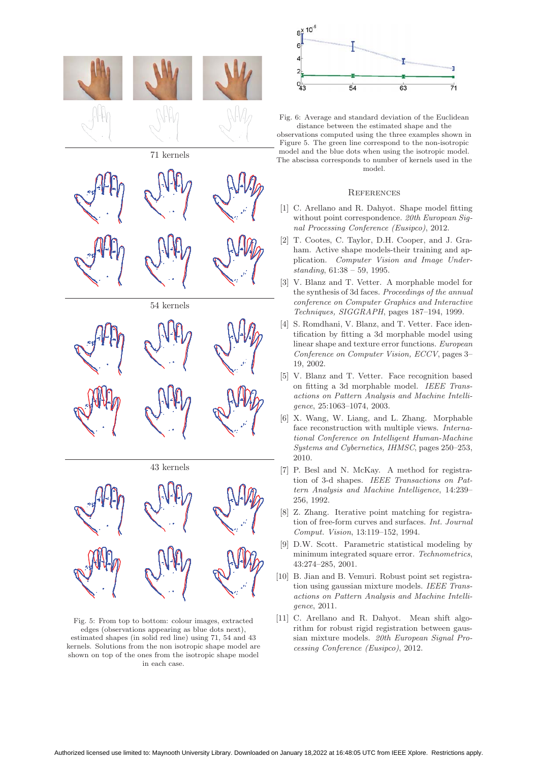71 kernels

54 kernels

43 kernels

Fig. 5: From top to bottom: colour images, extracted edges (observations appearing as blue dots next), estimated shapes (in solid red line) using 71, 54 and 43 kernels. Solutions from the non isotropic shape model are shown on top of the ones from the isotropic shape model in each case.

8 x 10^-5
6
4
2
0
43
54
63
71

Fig. 6: Average and standard deviation of the Euclidean distance between the estimated shape and the observations computed using the three examples shown in Figure 5. The green line correspond to the non-isotropic model and the blue dots when using the isotropic model. The abscissa corresponds to number of kernels used in the model.

## References

[1] C. Arellano and R. Dahyot. Shape model fitting without point correspondence. *20th European Signal Processing Conference (Eusipco)*, 2012.

[2] T. Cootes, C. Taylor, D.H. Cooper, and J. Graham. Active shape models-their training and application. *Computer Vision and Image Understanding*, 61:38 – 59, 1995.

[3] V. Blanz and T. Vetter. A morphable model for the synthesis of 3d faces. *Proceedings of the annual conference on Computer Graphics and Interactive Techniques, SIGGRAPH*, pages 187–194, 1999.

[4] S. Romdhani, V. Blanz, and T. Vetter. Face identification by fitting a 3d morphable model using linear shape and texture error functions. *European Conference on Computer Vision, ECCV*, pages 3–19, 2002.

[5] V. Blanz and T. Vetter. Face recognition based on fitting a 3d morphable model. *IEEE Transactions on Pattern Analysis and Machine Intelligence*, 25:1063–1074, 2003.

[6] X. Wang, W. Liang, and L. Zhang. Morphable face reconstruction with multiple views. *International Conference on Intelligent Human-Machine Systems and Cybernetics, IHMSC*, pages 250–253, 2010.

[7] P. Besl and N. McKay. A method for registration of 3-d shapes. *IEEE Transactions on Pattern Analysis and Machine Intelligence*, 14:239–256, 1992.

[8] Z. Zhang. Iterative point matching for registration of free-form curves and surfaces. *Int. Journal Comput. Vision*, 13:119–152, 1994.

[9] D.W. Scott. Parametric statistical modeling by minimum integrated square error. *Technometrics*, 43:274–285, 2001.

[10] B. Jian and B. Vemuri. Robust point set registration using gaussian mixture models. *IEEE Transactions on Pattern Analysis and Machine Intelligence*, 2011.

[11] C. Arellano and R. Dahyot. Mean shift algorithm for robust rigid registration between gaussian mixture models. *20th European Signal Processing Conference (Eusipco)*, 2012.